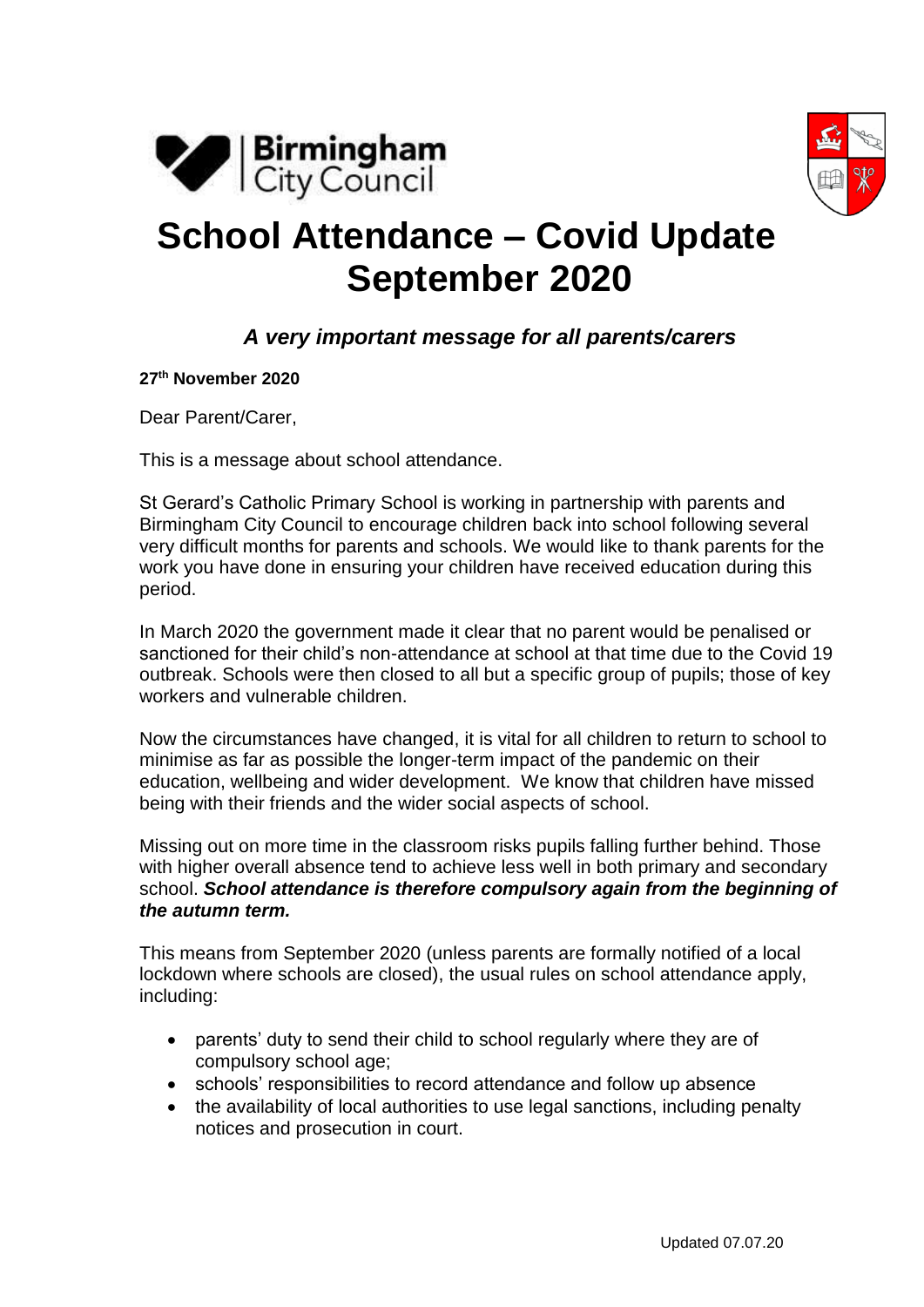# School Attendance – Covid Update September 2020

***A very important message for all parents/carers***

**27th November 2020**

Dear Parent/Carer,

This is a message about school attendance.

St Gerard's Catholic Primary School is working in partnership with parents and Birmingham City Council to encourage children back into school following several very difficult months for parents and schools. We would like to thank parents for the work you have done in ensuring your children have received education during this period.

In March 2020 the government made it clear that no parent would be penalised or sanctioned for their child's non-attendance at school at that time due to the Covid 19 outbreak. Schools were then closed to all but a specific group of pupils; those of key workers and vulnerable children.

Now the circumstances have changed, it is vital for all children to return to school to minimise as far as possible the longer-term impact of the pandemic on their education, wellbeing and wider development. We know that children have missed being with their friends and the wider social aspects of school.

Missing out on more time in the classroom risks pupils falling further behind. Those with higher overall absence tend to achieve less well in both primary and secondary school. ***School attendance is therefore compulsory again from the beginning of the autumn term.***

This means from September 2020 (unless parents are formally notified of a local lockdown where schools are closed), the usual rules on school attendance apply, including:

- parents' duty to send their child to school regularly where they are of compulsory school age;
- schools' responsibilities to record attendance and follow up absence
- the availability of local authorities to use legal sanctions, including penalty notices and prosecution in court.

Updated 07.07.20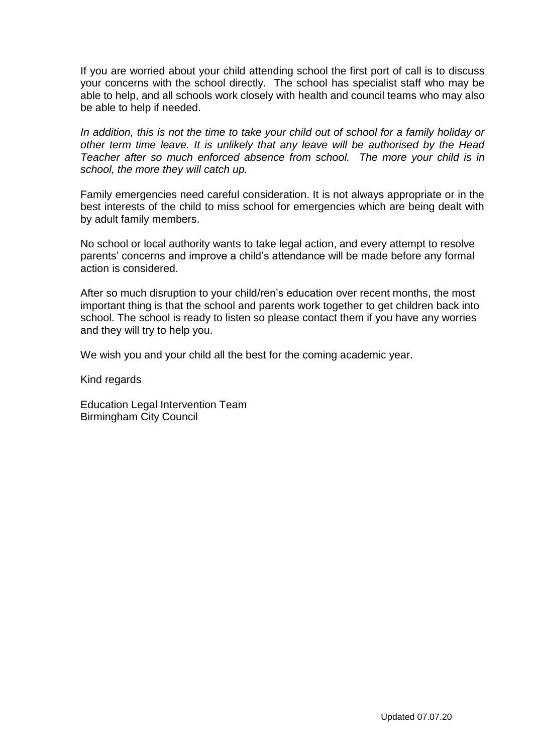If you are worried about your child attending school the first port of call is to discuss your concerns with the school directly. The school has specialist staff who may be able to help, and all schools work closely with health and council teams who may also be able to help if needed.

*In addition, this is not the time to take your child out of school for a family holiday or other term time leave. It is unlikely that any leave will be authorised by the Head Teacher after so much enforced absence from school. The more your child is in school, the more they will catch up.*

Family emergencies need careful consideration. It is not always appropriate or in the best interests of the child to miss school for emergencies which are being dealt with by adult family members.

No school or local authority wants to take legal action, and every attempt to resolve parents' concerns and improve a child's attendance will be made before any formal action is considered.

After so much disruption to your child/ren's education over recent months, the most important thing is that the school and parents work together to get children back into school. The school is ready to listen so please contact them if you have any worries and they will try to help you.

We wish you and your child all the best for the coming academic year.

Kind regards

Education Legal Intervention Team
Birmingham City Council

Updated 07.07.20